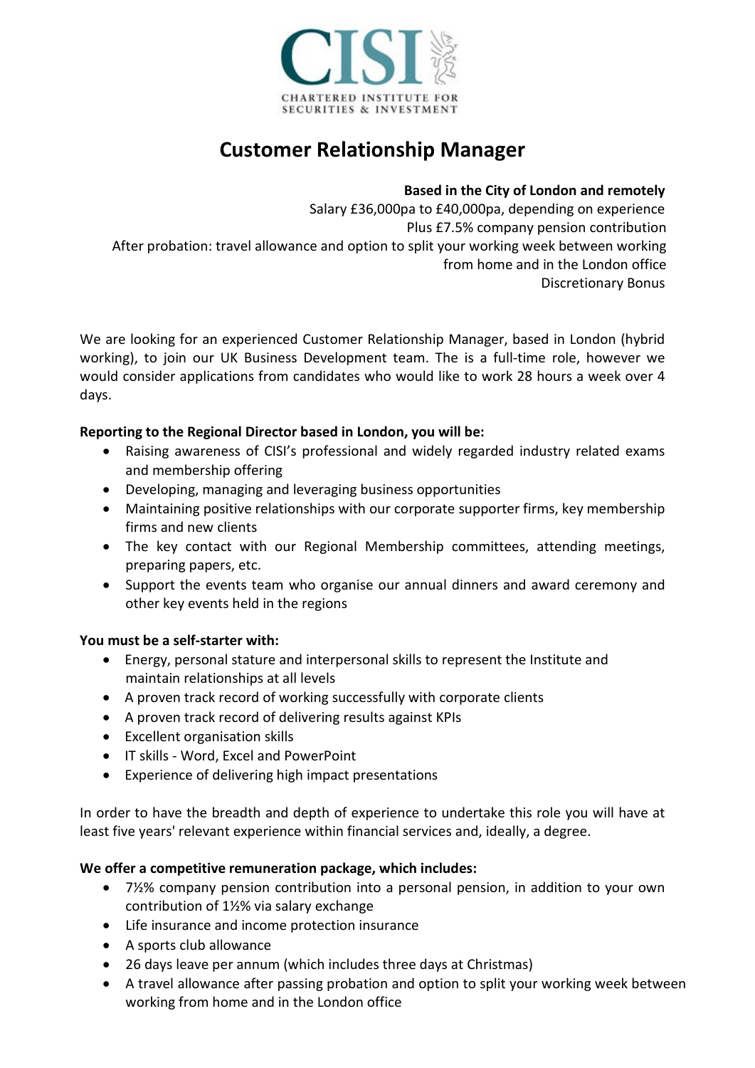CISI

CHARTERED INSTITUTE FOR SECURITIES & INVESTMENT

# Customer Relationship Manager

**Based in the City of London and remotely**
Salary £36,000pa to £40,000pa, depending on experience
Plus £7.5% company pension contribution
After probation: travel allowance and option to split your working week between working from home and in the London office
Discretionary Bonus

We are looking for an experienced Customer Relationship Manager, based in London (hybrid working), to join our UK Business Development team. The is a full-time role, however we would consider applications from candidates who would like to work 28 hours a week over 4 days.

**Reporting to the Regional Director based in London, you will be:**

- Raising awareness of CISI's professional and widely regarded industry related exams and membership offering
- Developing, managing and leveraging business opportunities
- Maintaining positive relationships with our corporate supporter firms, key membership firms and new clients
- The key contact with our Regional Membership committees, attending meetings, preparing papers, etc.
- Support the events team who organise our annual dinners and award ceremony and other key events held in the regions

**You must be a self-starter with:**

- Energy, personal stature and interpersonal skills to represent the Institute and maintain relationships at all levels
- A proven track record of working successfully with corporate clients
- A proven track record of delivering results against KPIs
- Excellent organisation skills
- IT skills - Word, Excel and PowerPoint
- Experience of delivering high impact presentations

In order to have the breadth and depth of experience to undertake this role you will have at least five years' relevant experience within financial services and, ideally, a degree.

**We offer a competitive remuneration package, which includes:**

- 7½% company pension contribution into a personal pension, in addition to your own contribution of 1½% via salary exchange
- Life insurance and income protection insurance
- A sports club allowance
- 26 days leave per annum (which includes three days at Christmas)
- A travel allowance after passing probation and option to split your working week between working from home and in the London office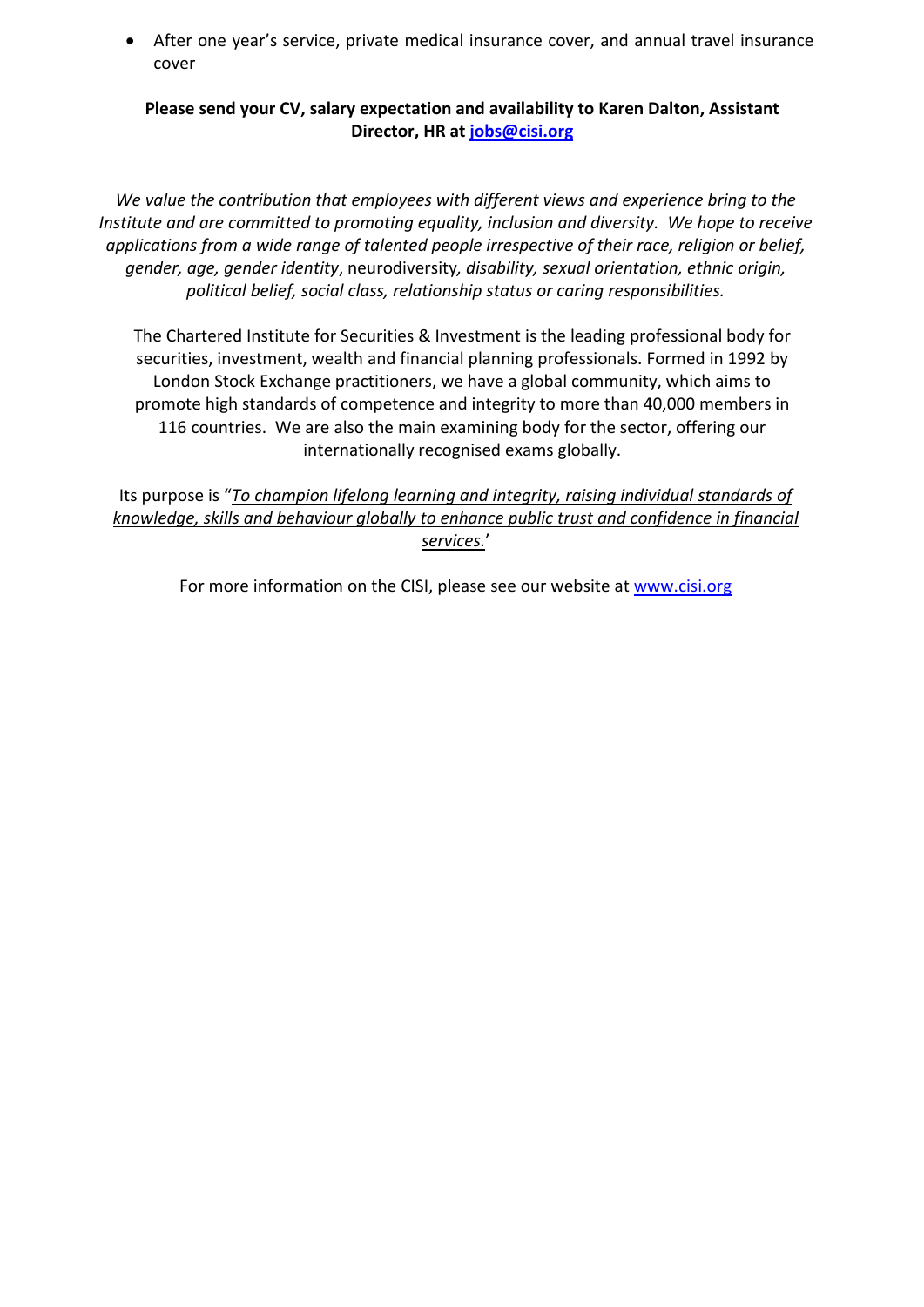- After one year's service, private medical insurance cover, and annual travel insurance cover

**Please send your CV, salary expectation and availability to Karen Dalton, Assistant Director, HR at [jobs@cisi.org](mailto:jobs@cisi.org)**

*We value the contribution that employees with different views and experience bring to the Institute and are committed to promoting equality, inclusion and diversity. We hope to receive applications from a wide range of talented people irrespective of their race, religion or belief, gender, age, gender identity*, neurodiversity*, disability, sexual orientation, ethnic origin, political belief, social class, relationship status or caring responsibilities.*

The Chartered Institute for Securities & Investment is the leading professional body for securities, investment, wealth and financial planning professionals. Formed in 1992 by London Stock Exchange practitioners, we have a global community, which aims to promote high standards of competence and integrity to more than 40,000 members in 116 countries. We are also the main examining body for the sector, offering our internationally recognised exams globally.

Its purpose is "*To champion lifelong learning and integrity, raising individual standards of knowledge, skills and behaviour globally to enhance public trust and confidence in financial services.*'

For more information on the CISI, please see our website at [www.cisi.org](http://www.cisi.org)